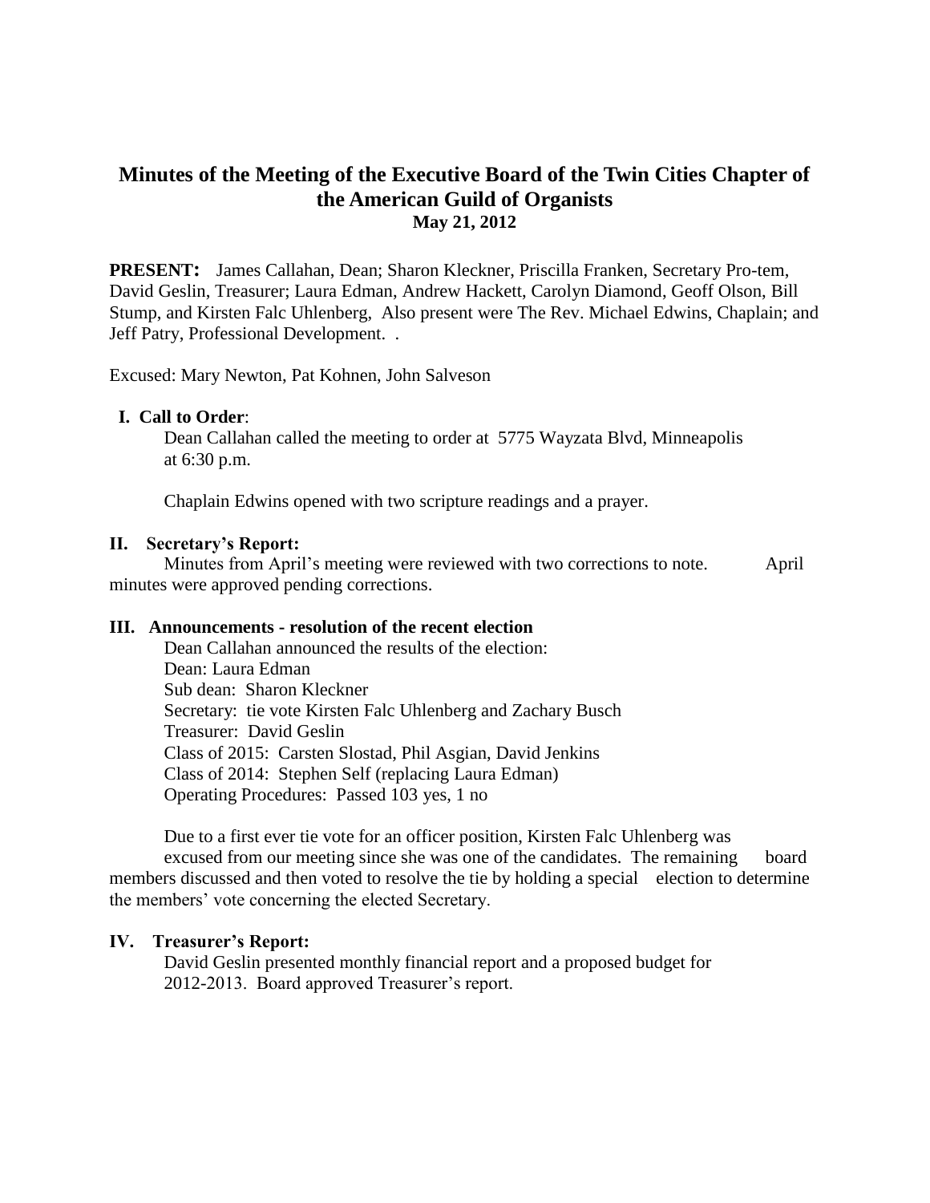# Minutes of the Meeting of the Executive Board of the Twin Cities Chapter of the American Guild of Organists

**May 21, 2012**

**PRESENT:** James Callahan, Dean; Sharon Kleckner, Priscilla Franken, Secretary Pro-tem, David Geslin, Treasurer; Laura Edman, Andrew Hackett, Carolyn Diamond, Geoff Olson, Bill Stump, and Kirsten Falc Uhlenberg, Also present were The Rev. Michael Edwins, Chaplain; and Jeff Patry, Professional Development. .

Excused: Mary Newton, Pat Kohnen, John Salveson

## I. Call to Order:

Dean Callahan called the meeting to order at 5775 Wayzata Blvd, Minneapolis at 6:30 p.m.

Chaplain Edwins opened with two scripture readings and a prayer.

## II. Secretary's Report:

Minutes from April's meeting were reviewed with two corrections to note. April minutes were approved pending corrections.

## III. Announcements - resolution of the recent election

Dean Callahan announced the results of the election:

Dean: Laura Edman
Sub dean: Sharon Kleckner
Secretary: tie vote Kirsten Falc Uhlenberg and Zachary Busch
Treasurer: David Geslin
Class of 2015: Carsten Slostad, Phil Asgian, David Jenkins
Class of 2014: Stephen Self (replacing Laura Edman)
Operating Procedures: Passed 103 yes, 1 no

Due to a first ever tie vote for an officer position, Kirsten Falc Uhlenberg was excused from our meeting since she was one of the candidates. The remaining board members discussed and then voted to resolve the tie by holding a special election to determine the members' vote concerning the elected Secretary.

## IV. Treasurer's Report:

David Geslin presented monthly financial report and a proposed budget for 2012-2013. Board approved Treasurer's report.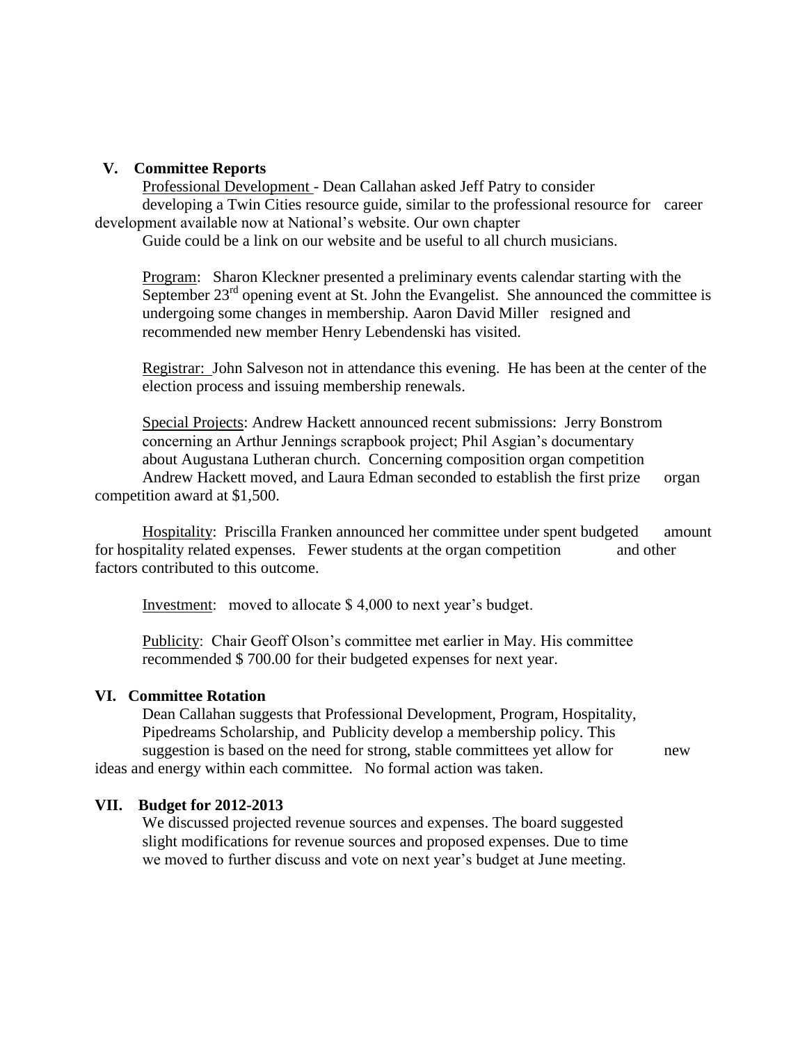## V. Committee Reports

Professional Development - Dean Callahan asked Jeff Patry to consider developing a Twin Cities resource guide, similar to the professional resource for career development available now at National's website. Our own chapter Guide could be a link on our website and be useful to all church musicians.

Program: Sharon Kleckner presented a preliminary events calendar starting with the September 23rd opening event at St. John the Evangelist. She announced the committee is undergoing some changes in membership. Aaron David Miller resigned and recommended new member Henry Lebendenski has visited.

Registrar: John Salveson not in attendance this evening. He has been at the center of the election process and issuing membership renewals.

Special Projects: Andrew Hackett announced recent submissions: Jerry Bonstrom concerning an Arthur Jennings scrapbook project; Phil Asgian's documentary about Augustana Lutheran church. Concerning composition organ competition Andrew Hackett moved, and Laura Edman seconded to establish the first prize organ competition award at $1,500.

Hospitality: Priscilla Franken announced her committee under spent budgeted amount for hospitality related expenses. Fewer students at the organ competition and other factors contributed to this outcome.

Investment: moved to allocate $ 4,000 to next year's budget.

Publicity: Chair Geoff Olson's committee met earlier in May. His committee recommended $ 700.00 for their budgeted expenses for next year.

## VI. Committee Rotation

Dean Callahan suggests that Professional Development, Program, Hospitality, Pipedreams Scholarship, and Publicity develop a membership policy. This suggestion is based on the need for strong, stable committees yet allow for new ideas and energy within each committee. No formal action was taken.

## VII. Budget for 2012-2013

We discussed projected revenue sources and expenses. The board suggested slight modifications for revenue sources and proposed expenses. Due to time we moved to further discuss and vote on next year's budget at June meeting.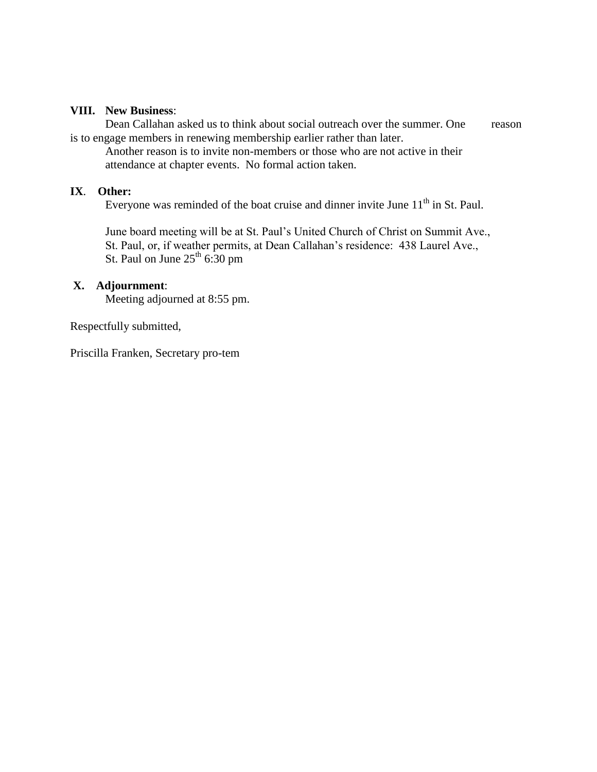**VIII. New Business**:

Dean Callahan asked us to think about social outreach over the summer. One reason is to engage members in renewing membership earlier rather than later.

Another reason is to invite non-members or those who are not active in their attendance at chapter events. No formal action taken.

**IX**. **Other:**

Everyone was reminded of the boat cruise and dinner invite June 11th in St. Paul.

June board meeting will be at St. Paul's United Church of Christ on Summit Ave., St. Paul, or, if weather permits, at Dean Callahan's residence: 438 Laurel Ave., St. Paul on June 25th 6:30 pm

**X. Adjournment**:

Meeting adjourned at 8:55 pm.

Respectfully submitted,

Priscilla Franken, Secretary pro-tem